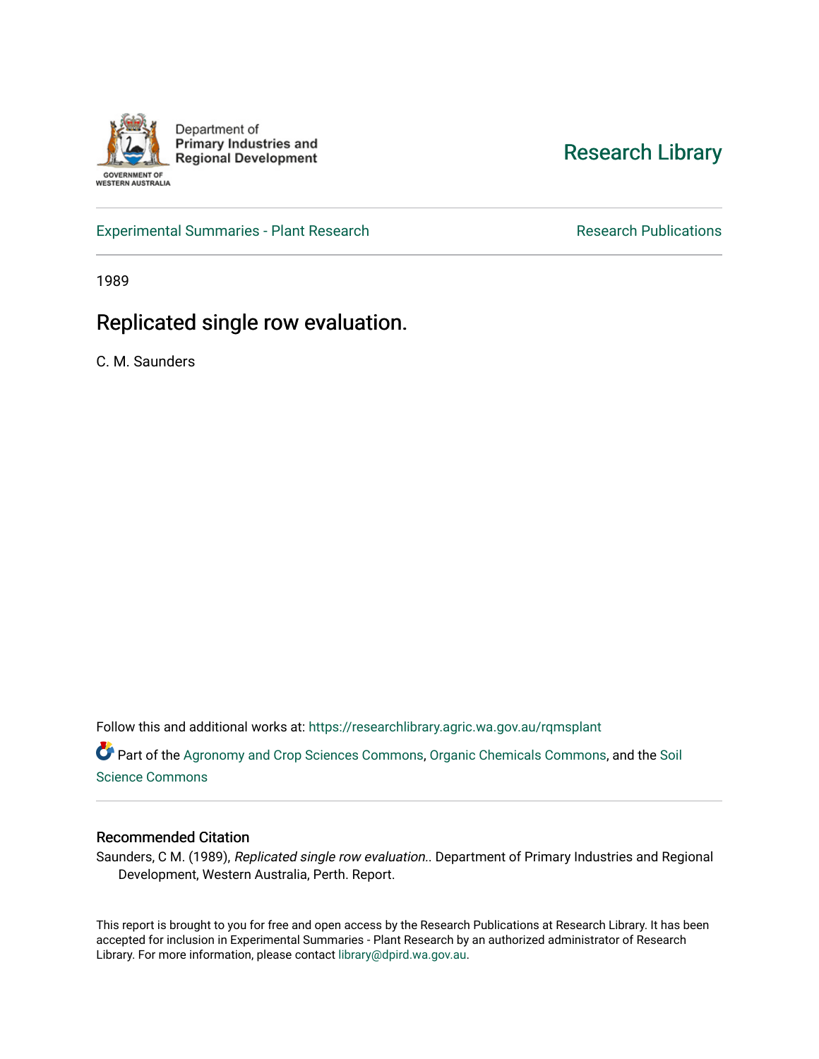Department of
**Primary Industries and Regional Development**

GOVERNMENT OF WESTERN AUSTRALIA

Research Library

Experimental Summaries - Plant Research

Research Publications

1989

# Replicated single row evaluation.

C. M. Saunders

Follow this and additional works at: https://researchlibrary.agric.wa.gov.au/rqmsplant

Part of the Agronomy and Crop Sciences Commons, Organic Chemicals Commons, and the Soil Science Commons

## Recommended Citation

Saunders, C M. (1989), *Replicated single row evaluation.*. Department of Primary Industries and Regional Development, Western Australia, Perth. Report.

This report is brought to you for free and open access by the Research Publications at Research Library. It has been accepted for inclusion in Experimental Summaries - Plant Research by an authorized administrator of Research Library. For more information, please contact library@dpird.wa.gov.au.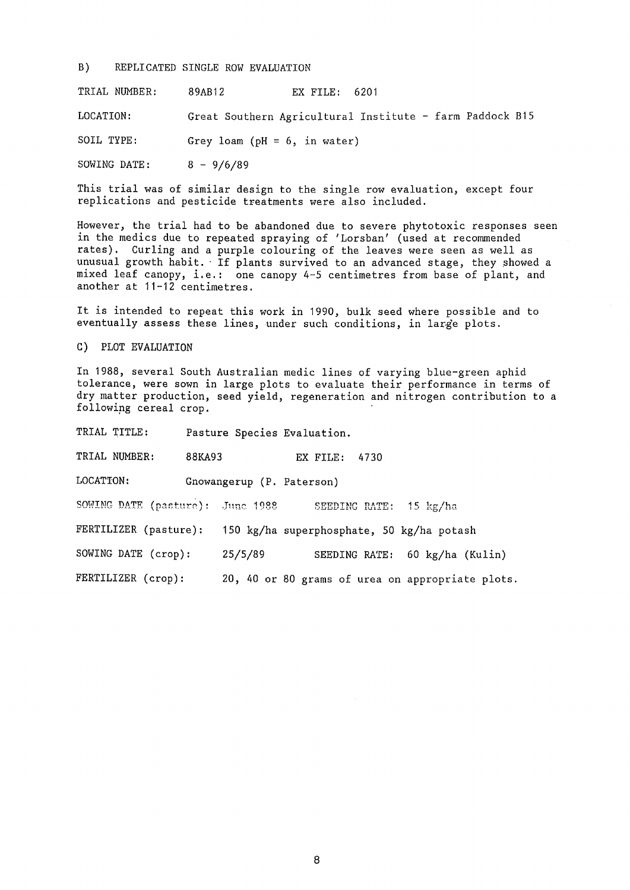## B) REPLICATED SINGLE ROW EVALUATION

TRIAL NUMBER: 89AB12 EX FILE: 6201

LOCATION: Great Southern Agricultural Institute - farm Paddock B15

SOIL TYPE: Grey loam (pH = 6, in water)

SOWING DATE: 8 - 9/6/89

This trial was of similar design to the single row evaluation, except four replications and pesticide treatments were also included.

However, the trial had to be abandoned due to severe phytotoxic responses seen in the medics due to repeated spraying of 'Lorsban' (used at recommended rates). Curling and a purple colouring of the leaves were seen as well as unusual growth habit. If plants survived to an advanced stage, they showed a mixed leaf canopy, i.e.: one canopy 4-5 centimetres from base of plant, and another at 11-12 centimetres.

It is intended to repeat this work in 1990, bulk seed where possible and to eventually assess these lines, under such conditions, in large plots.

## C) PLOT EVALUATION

In 1988, several South Australian medic lines of varying blue-green aphid tolerance, were sown in large plots to evaluate their performance in terms of dry matter production, seed yield, regeneration and nitrogen contribution to a following cereal crop.

TRIAL TITLE: Pasture Species Evaluation.

TRIAL NUMBER: 88KA93 EX FILE: 4730

LOCATION: Gnowangerup (P. Paterson)

SOWING DATE (pasture): June 1988 SEEDING RATE: 15 kg/ha

FERTILIZER (pasture): 150 kg/ha superphosphate, 50 kg/ha potash

SOWING DATE (crop): 25/5/89 SEEDING RATE: 60 kg/ha (Kulin)

FERTILIZER (crop): 20, 40 or 80 grams of urea on appropriate plots.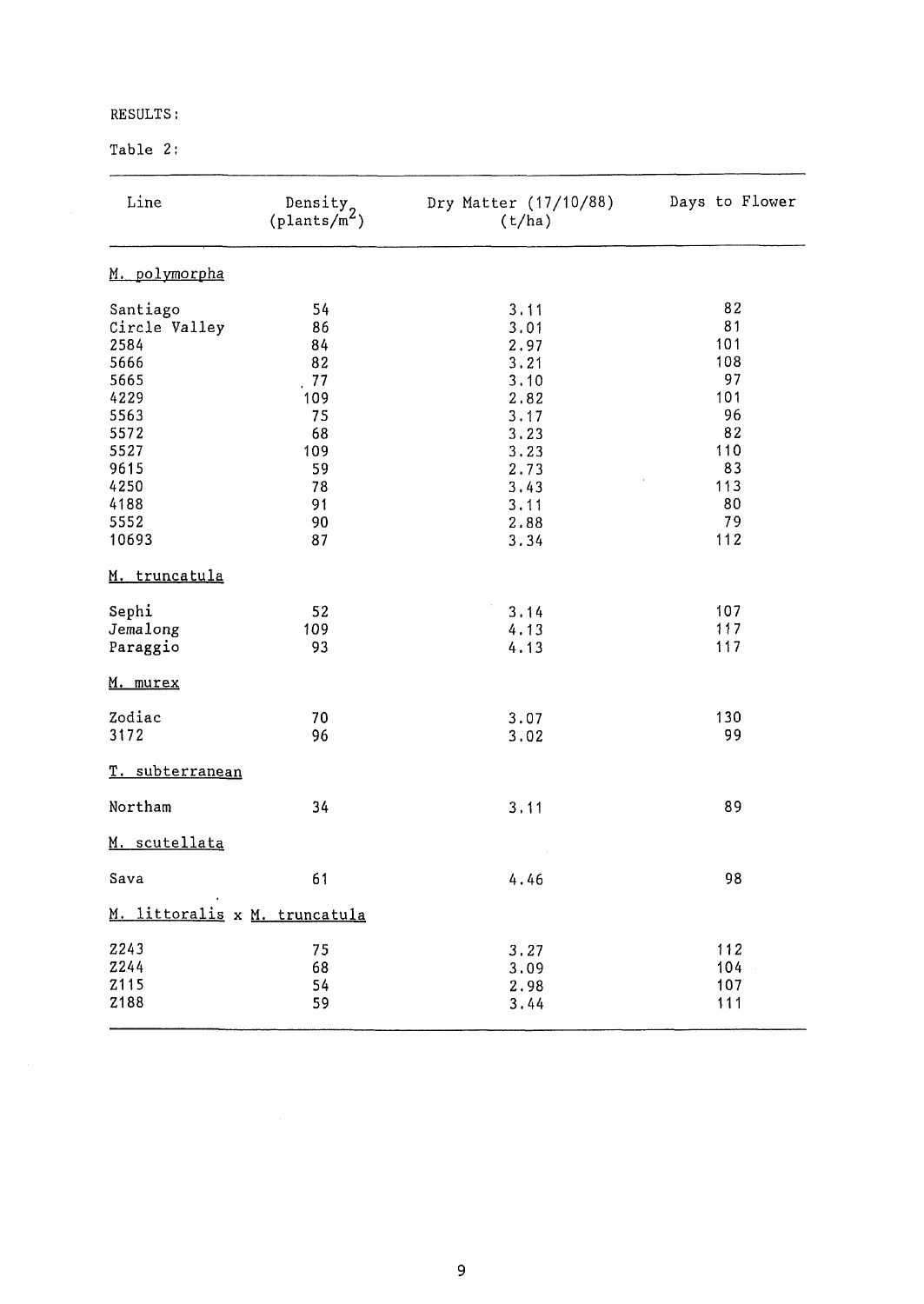RESULTS:

Table 2:

| Line | Density (plants/$m^2$) | Dry Matter (17/10/88) (t/ha) | Days to Flower |
|---|---|---|---|
| *M. polymorpha* | | | |
| Santiago | 54 | 3.11 | 82 |
| Circle Valley | 86 | 3.01 | 81 |
| 2584 | 84 | 2.97 | 101 |
| 5666 | 82 | 3.21 | 108 |
| 5665 | 77 | 3.10 | 97 |
| 4229 | 109 | 2.82 | 101 |
| 5563 | 75 | 3.17 | 96 |
| 5572 | 68 | 3.23 | 82 |
| 5527 | 109 | 3.23 | 110 |
| 9615 | 59 | 2.73 | 83 |
| 4250 | 78 | 3.43 | 113 |
| 4188 | 91 | 3.11 | 80 |
| 5552 | 90 | 2.88 | 79 |
| 10693 | 87 | 3.34 | 112 |
| *M. truncatula* | | | |
| Sephi | 52 | 3.14 | 107 |
| Jemalong | 109 | 4.13 | 117 |
| Paraggio | 93 | 4.13 | 117 |
| *M. murex* | | | |
| Zodiac | 70 | 3.07 | 130 |
| 3172 | 96 | 3.02 | 99 |
| *T. subterranean* | | | |
| Northam | 34 | 3.11 | 89 |
| *M. scutellata* | | | |
| Sava | 61 | 4.46 | 98 |
| *M. littoralis* x *M. truncatula* | | | |
| Z243 | 75 | 3.27 | 112 |
| Z244 | 68 | 3.09 | 104 |
| Z115 | 54 | 2.98 | 107 |
| Z188 | 59 | 3.44 | 111 |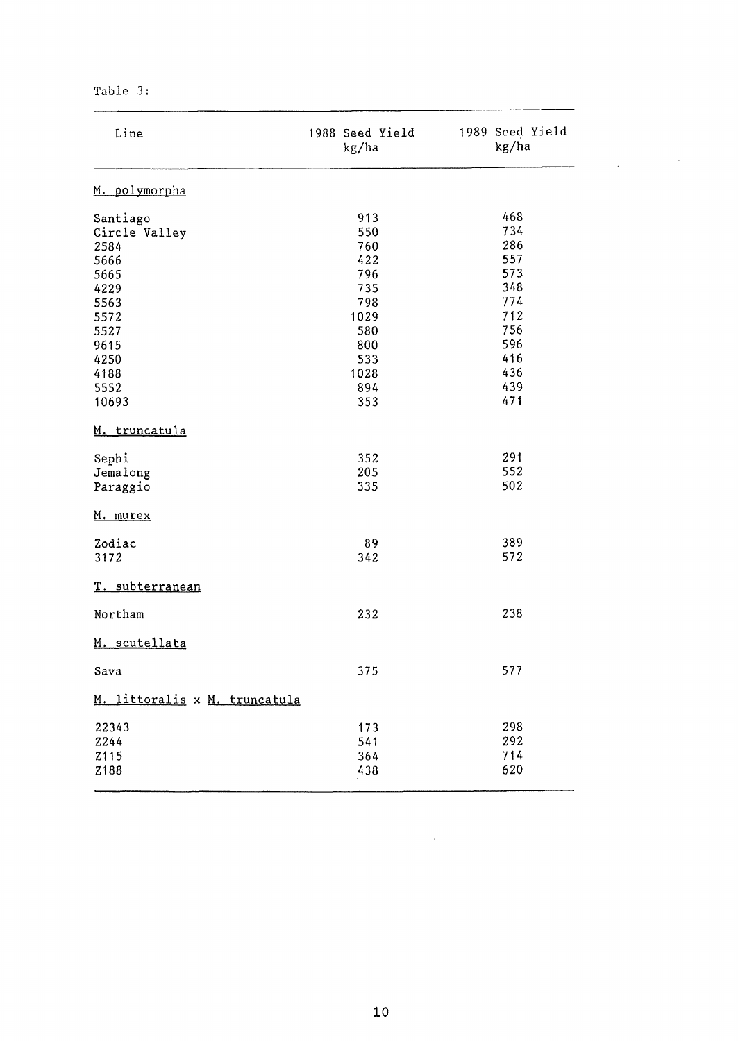Table 3:

| Line | 1988 Seed Yield kg/ha | 1989 Seed Yield kg/ha |
|---|---|---|
| <u>M. polymorpha</u> | | |
| Santiago | 913 | 468 |
| Circle Valley | 550 | 734 |
| 2584 | 760 | 286 |
| 5666 | 422 | 557 |
| 5665 | 796 | 573 |
| 4229 | 735 | 348 |
| 5563 | 798 | 774 |
| 5572 | 1029 | 712 |
| 5527 | 580 | 756 |
| 9615 | 800 | 596 |
| 4250 | 533 | 416 |
| 4188 | 1028 | 436 |
| 5552 | 894 | 439 |
| 10693 | 353 | 471 |
| <u>M. truncatula</u> | | |
| Sephi | 352 | 291 |
| Jemalong | 205 | 552 |
| Paraggio | 335 | 502 |
| <u>M. murex</u> | | |
| Zodiac | 89 | 389 |
| 3172 | 342 | 572 |
| <u>T. subterranean</u> | | |
| Northam | 232 | 238 |
| <u>M. scutellata</u> | | |
| Sava | 375 | 577 |
| <u>M. littoralis</u> x <u>M. truncatula</u> | | |
| 22343 | 173 | 298 |
| Z244 | 541 | 292 |
| Z115 | 364 | 714 |
| Z188 | 438 | 620 |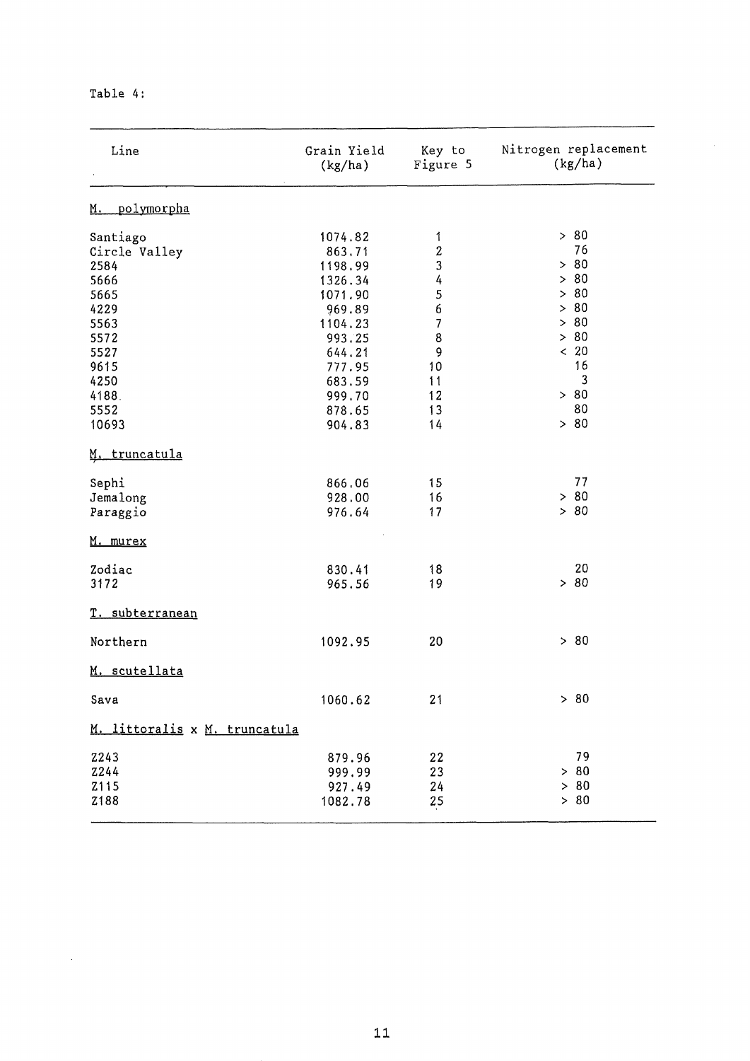Table 4:

| Line | Grain Yield (kg/ha) | Key to Figure 5 | Nitrogen replacement (kg/ha) |
|---|---|---|---|
| *M. polymorpha* | | | |
| Santiago | 1074.82 | 1 | > 80 |
| Circle Valley | 863.71 | 2 | 76 |
| 2584 | 1198.99 | 3 | > 80 |
| 5666 | 1326.34 | 4 | > 80 |
| 5665 | 1071.90 | 5 | > 80 |
| 4229 | 969.89 | 6 | > 80 |
| 5563 | 1104.23 | 7 | > 80 |
| 5572 | 993.25 | 8 | > 80 |
| 5527 | 644.21 | 9 | < 20 |
| 9615 | 777.95 | 10 | 16 |
| 4250 | 683.59 | 11 | 3 |
| 4188 | 999.70 | 12 | > 80 |
| 5552 | 878.65 | 13 | 80 |
| 10693 | 904.83 | 14 | > 80 |
| *M. truncatula* | | | |
| Sephi | 866.06 | 15 | 77 |
| Jemalong | 928.00 | 16 | > 80 |
| Paraggio | 976.64 | 17 | > 80 |
| *M. murex* | | | |
| Zodiac | 830.41 | 18 | 20 |
| 3172 | 965.56 | 19 | > 80 |
| *T. subterranean* | | | |
| Northern | 1092.95 | 20 | > 80 |
| *M. scutellata* | | | |
| Sava | 1060.62 | 21 | > 80 |
| *M. littoralis* x *M. truncatula* | | | |
| Z243 | 879.96 | 22 | 79 |
| Z244 | 999.99 | 23 | > 80 |
| Z115 | 927.49 | 24 | > 80 |
| Z188 | 1082.78 | 25 | > 80 |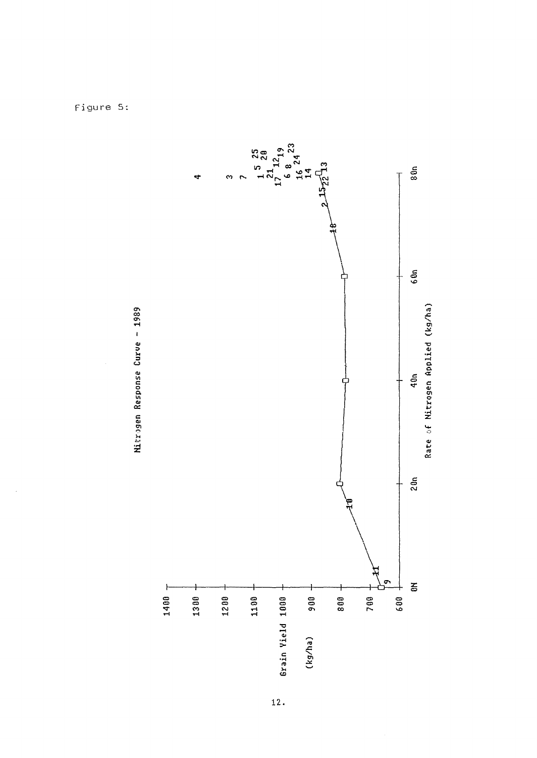Figure 5:

Nitrogen Response Curve - 1989

Grain Yield (kg/ha)

Rate of Nitrogen Applied (kg/ha)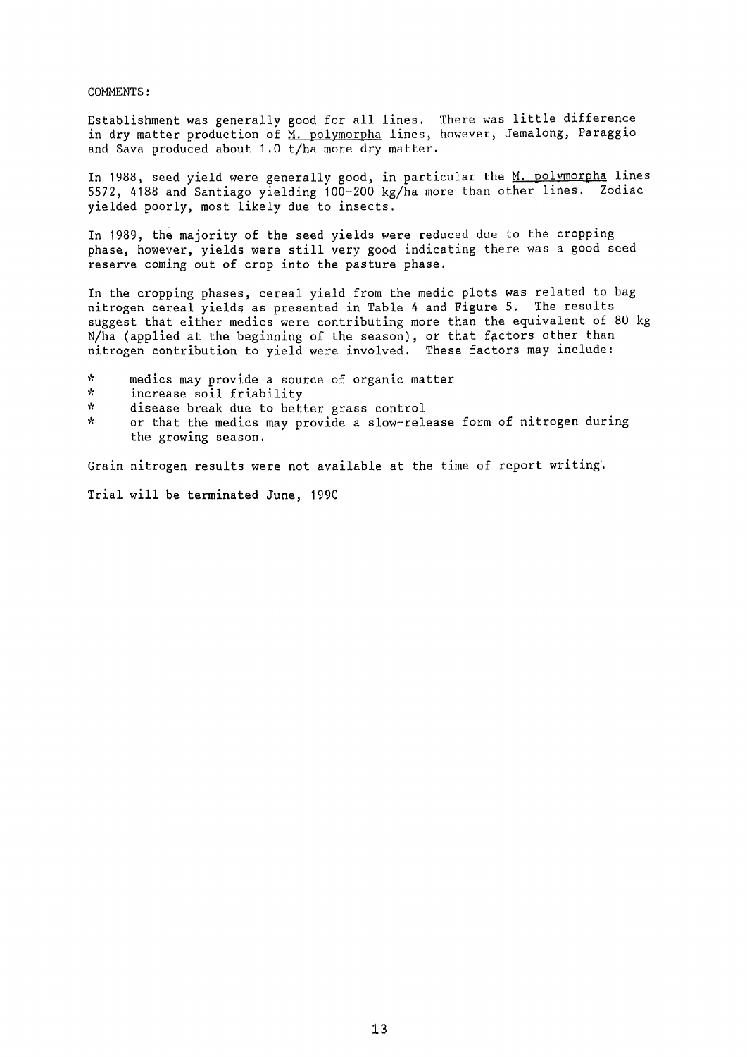COMMENTS:

Establishment was generally good for all lines. There was little difference in dry matter production of M. polymorpha lines, however, Jemalong, Paraggio and Sava produced about 1.0 t/ha more dry matter.

In 1988, seed yield were generally good, in particular the M. polymorpha lines 5572, 4188 and Santiago yielding 100-200 kg/ha more than other lines. Zodiac yielded poorly, most likely due to insects.

In 1989, the majority of the seed yields were reduced due to the cropping phase, however, yields were still very good indicating there was a good seed reserve coming out of crop into the pasture phase.

In the cropping phases, cereal yield from the medic plots was related to bag nitrogen cereal yields as presented in Table 4 and Figure 5. The results suggest that either medics were contributing more than the equivalent of 80 kg N/ha (applied at the beginning of the season), or that factors other than nitrogen contribution to yield were involved. These factors may include:

* medics may provide a source of organic matter
* increase soil friability
* disease break due to better grass control
* or that the medics may provide a slow-release form of nitrogen during the growing season.

Grain nitrogen results were not available at the time of report writing.

Trial will be terminated June, 1990